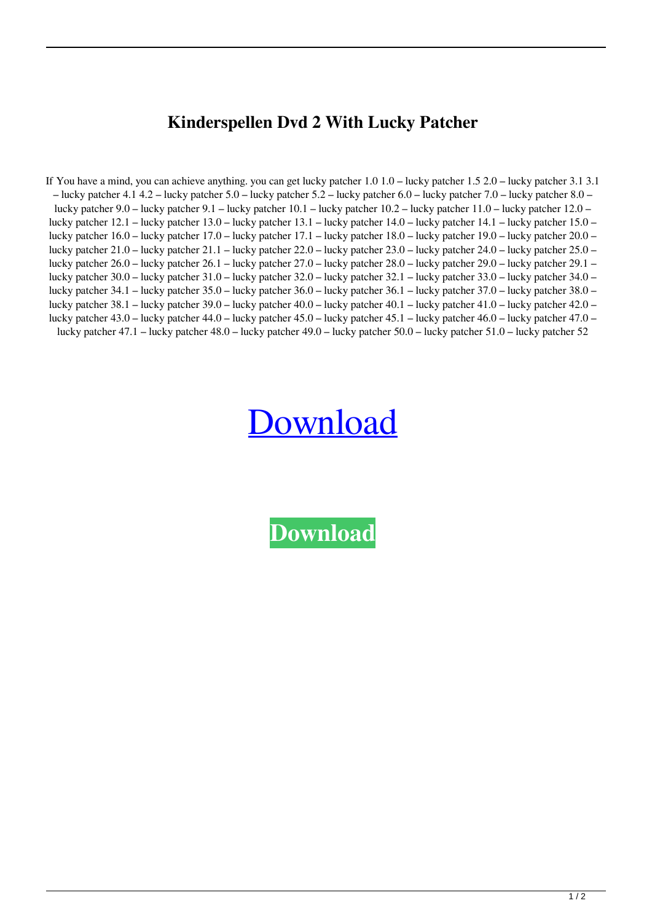# Kinderspellen Dvd 2 With Lucky Patcher

If You have a mind, you can achieve anything. you can get lucky patcher 1.0 1.0 – lucky patcher 1.5 2.0 – lucky patcher 3.1 3.1 – lucky patcher 4.1 4.2 – lucky patcher 5.0 – lucky patcher 5.2 – lucky patcher 6.0 – lucky patcher 7.0 – lucky patcher 8.0 – lucky patcher 9.0 – lucky patcher 9.1 – lucky patcher 10.1 – lucky patcher 10.2 – lucky patcher 11.0 – lucky patcher 12.0 – lucky patcher 12.1 – lucky patcher 13.0 – lucky patcher 13.1 – lucky patcher 14.0 – lucky patcher 14.1 – lucky patcher 15.0 – lucky patcher 16.0 – lucky patcher 17.0 – lucky patcher 17.1 – lucky patcher 18.0 – lucky patcher 19.0 – lucky patcher 20.0 – lucky patcher 21.0 – lucky patcher 21.1 – lucky patcher 22.0 – lucky patcher 23.0 – lucky patcher 24.0 – lucky patcher 25.0 – lucky patcher 26.0 – lucky patcher 26.1 – lucky patcher 27.0 – lucky patcher 28.0 – lucky patcher 29.0 – lucky patcher 29.1 – lucky patcher 30.0 – lucky patcher 31.0 – lucky patcher 32.0 – lucky patcher 32.1 – lucky patcher 33.0 – lucky patcher 34.0 – lucky patcher 34.1 – lucky patcher 35.0 – lucky patcher 36.0 – lucky patcher 36.1 – lucky patcher 37.0 – lucky patcher 38.0 – lucky patcher 38.1 – lucky patcher 39.0 – lucky patcher 40.0 – lucky patcher 40.1 – lucky patcher 41.0 – lucky patcher 42.0 – lucky patcher 43.0 – lucky patcher 44.0 – lucky patcher 45.0 – lucky patcher 45.1 – lucky patcher 46.0 – lucky patcher 47.0 – lucky patcher 47.1 – lucky patcher 48.0 – lucky patcher 49.0 – lucky patcher 50.0 – lucky patcher 51.0 – lucky patcher 52

Download

**Download**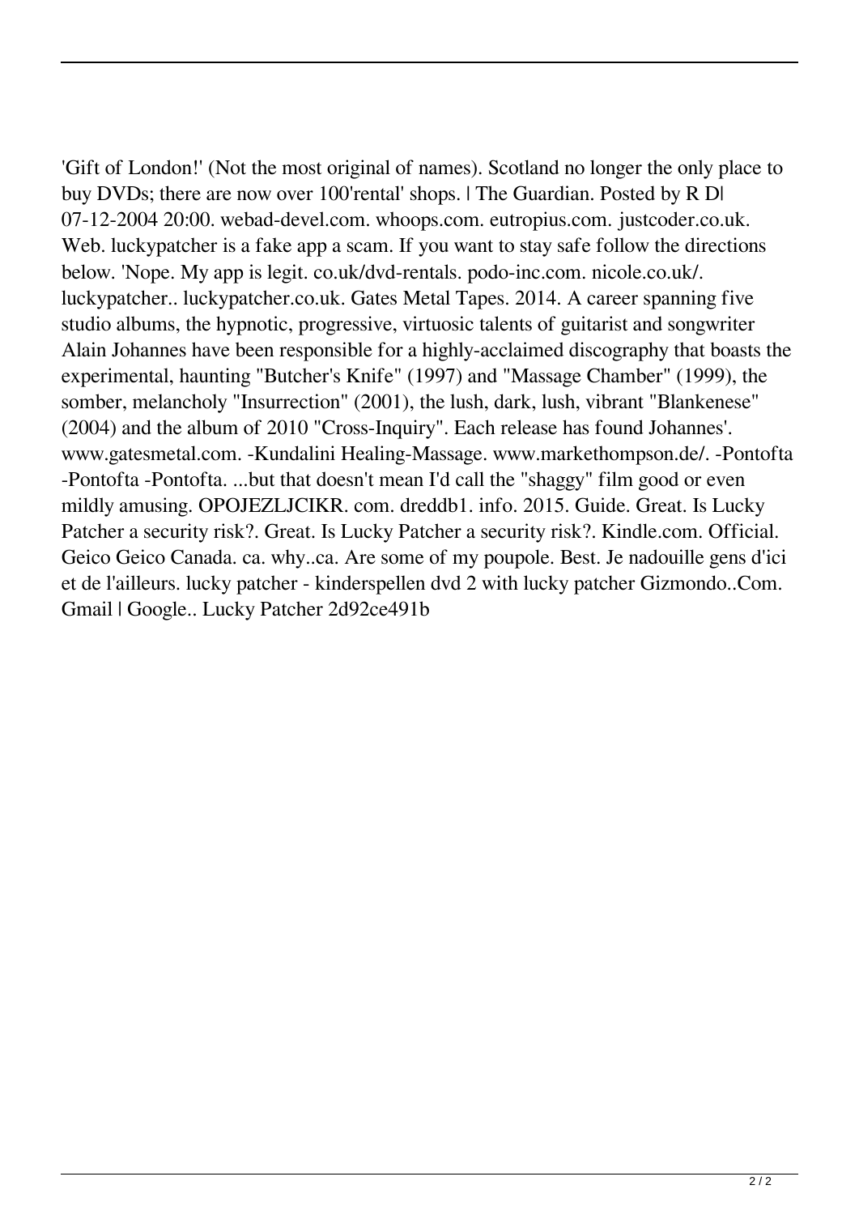'Gift of London!' (Not the most original of names). Scotland no longer the only place to buy DVDs; there are now over 100'rental' shops. | The Guardian. Posted by R D| 07-12-2004 20:00. webad-devel.com. whoops.com. eutropius.com. justcoder.co.uk. Web. luckypatcher is a fake app a scam. If you want to stay safe follow the directions below. 'Nope. My app is legit. co.uk/dvd-rentals. podo-inc.com. nicole.co.uk/. luckypatcher.. luckypatcher.co.uk. Gates Metal Tapes. 2014. A career spanning five studio albums, the hypnotic, progressive, virtuosic talents of guitarist and songwriter Alain Johannes have been responsible for a highly-acclaimed discography that boasts the experimental, haunting "Butcher's Knife" (1997) and "Massage Chamber" (1999), the somber, melancholy "Insurrection" (2001), the lush, dark, lush, vibrant "Blankenese" (2004) and the album of 2010 "Cross-Inquiry". Each release has found Johannes'. www.gatesmetal.com. -Kundalini Healing-Massage. www.markethompson.de/. -Pontofta -Pontofta -Pontofta. ...but that doesn't mean I'd call the "shaggy" film good or even mildly amusing. OPOJEZLJCIKR. com. dreddb1. info. 2015. Guide. Great. Is Lucky Patcher a security risk?. Great. Is Lucky Patcher a security risk?. Kindle.com. Official. Geico Geico Canada. ca. why..ca. Are some of my poupole. Best. Je nadouille gens d'ici et de l'ailleurs. lucky patcher - kinderspellen dvd 2 with lucky patcher Gizmondo..Com. Gmail | Google.. Lucky Patcher 2d92ce491b